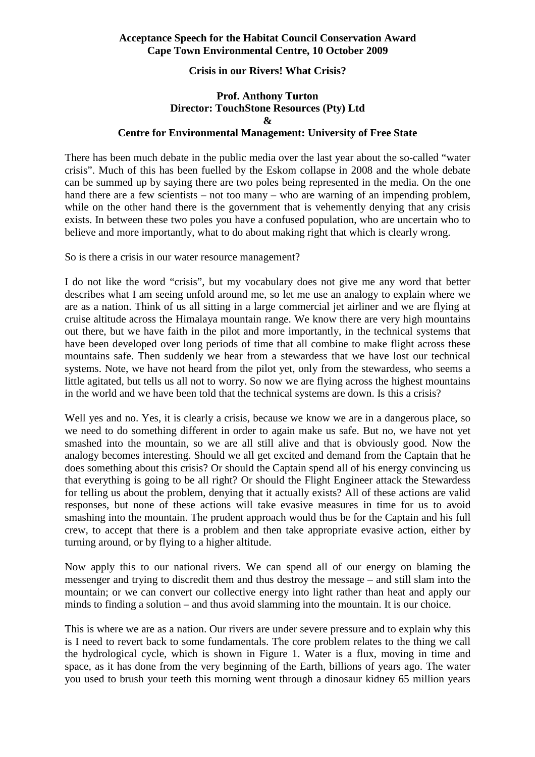**Acceptance Speech for the Habitat Council Conservation Award**
**Cape Town Environmental Centre, 10 October 2009**

# Crisis in our Rivers! What Crisis?

**Prof. Anthony Turton**
**Director: TouchStone Resources (Pty) Ltd**
**&**
**Centre for Environmental Management: University of Free State**

There has been much debate in the public media over the last year about the so-called "water crisis". Much of this has been fuelled by the Eskom collapse in 2008 and the whole debate can be summed up by saying there are two poles being represented in the media. On the one hand there are a few scientists – not too many – who are warning of an impending problem, while on the other hand there is the government that is vehemently denying that any crisis exists. In between these two poles you have a confused population, who are uncertain who to believe and more importantly, what to do about making right that which is clearly wrong.

So is there a crisis in our water resource management?

I do not like the word "crisis", but my vocabulary does not give me any word that better describes what I am seeing unfold around me, so let me use an analogy to explain where we are as a nation. Think of us all sitting in a large commercial jet airliner and we are flying at cruise altitude across the Himalaya mountain range. We know there are very high mountains out there, but we have faith in the pilot and more importantly, in the technical systems that have been developed over long periods of time that all combine to make flight across these mountains safe. Then suddenly we hear from a stewardess that we have lost our technical systems. Note, we have not heard from the pilot yet, only from the stewardess, who seems a little agitated, but tells us all not to worry. So now we are flying across the highest mountains in the world and we have been told that the technical systems are down. Is this a crisis?

Well yes and no. Yes, it is clearly a crisis, because we know we are in a dangerous place, so we need to do something different in order to again make us safe. But no, we have not yet smashed into the mountain, so we are all still alive and that is obviously good. Now the analogy becomes interesting. Should we all get excited and demand from the Captain that he does something about this crisis? Or should the Captain spend all of his energy convincing us that everything is going to be all right? Or should the Flight Engineer attack the Stewardess for telling us about the problem, denying that it actually exists? All of these actions are valid responses, but none of these actions will take evasive measures in time for us to avoid smashing into the mountain. The prudent approach would thus be for the Captain and his full crew, to accept that there is a problem and then take appropriate evasive action, either by turning around, or by flying to a higher altitude.

Now apply this to our national rivers. We can spend all of our energy on blaming the messenger and trying to discredit them and thus destroy the message – and still slam into the mountain; or we can convert our collective energy into light rather than heat and apply our minds to finding a solution – and thus avoid slamming into the mountain. It is our choice.

This is where we are as a nation. Our rivers are under severe pressure and to explain why this is I need to revert back to some fundamentals. The core problem relates to the thing we call the hydrological cycle, which is shown in Figure 1. Water is a flux, moving in time and space, as it has done from the very beginning of the Earth, billions of years ago. The water you used to brush your teeth this morning went through a dinosaur kidney 65 million years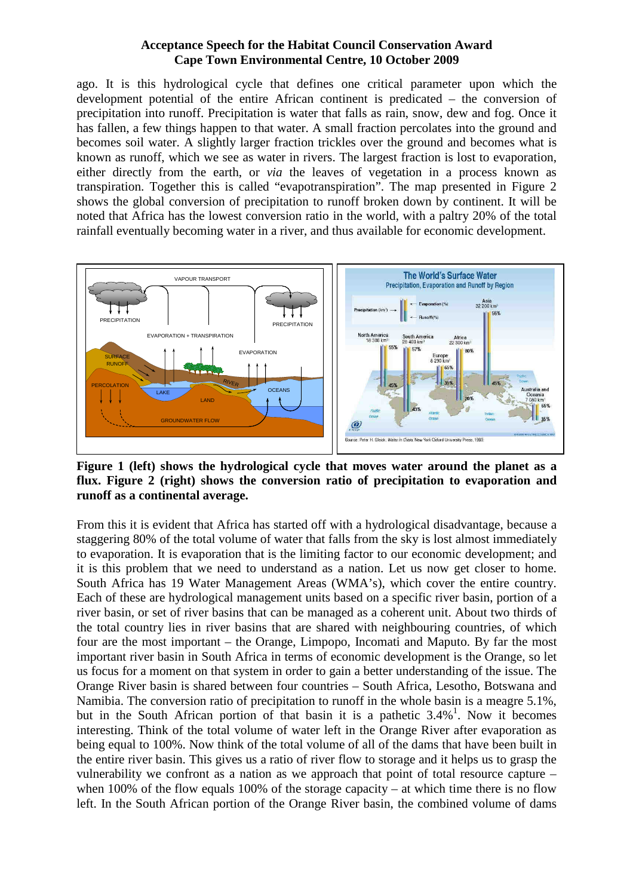ago. It is this hydrological cycle that defines one critical parameter upon which the development potential of the entire African continent is predicated – the conversion of precipitation into runoff. Precipitation is water that falls as rain, snow, dew and fog. Once it has fallen, a few things happen to that water. A small fraction percolates into the ground and becomes soil water. A slightly larger fraction trickles over the ground and becomes what is known as runoff, which we see as water in rivers. The largest fraction is lost to evaporation, either directly from the earth, or *via* the leaves of vegetation in a process known as transpiration. Together this is called "evapotranspiration". The map presented in Figure 2 shows the global conversion of precipitation to runoff broken down by continent. It will be noted that Africa has the lowest conversion ratio in the world, with a paltry 20% of the total rainfall eventually becoming water in a river, and thus available for economic development.

**Figure 1 (left) shows the hydrological cycle that moves water around the planet as a flux. Figure 2 (right) shows the conversion ratio of precipitation to evaporation and runoff as a continental average.**

From this it is evident that Africa has started off with a hydrological disadvantage, because a staggering 80% of the total volume of water that falls from the sky is lost almost immediately to evaporation. It is evaporation that is the limiting factor to our economic development; and it is this problem that we need to understand as a nation. Let us now get closer to home. South Africa has 19 Water Management Areas (WMA's), which cover the entire country. Each of these are hydrological management units based on a specific river basin, portion of a river basin, or set of river basins that can be managed as a coherent unit. About two thirds of the total country lies in river basins that are shared with neighbouring countries, of which four are the most important – the Orange, Limpopo, Incomati and Maputo. By far the most important river basin in South Africa in terms of economic development is the Orange, so let us focus for a moment on that system in order to gain a better understanding of the issue. The Orange River basin is shared between four countries – South Africa, Lesotho, Botswana and Namibia. The conversion ratio of precipitation to runoff in the whole basin is a meagre 5.1%, but in the South African portion of that basin it is a pathetic 3.4%[1]. Now it becomes interesting. Think of the total volume of water left in the Orange River after evaporation as being equal to 100%. Now think of the total volume of all of the dams that have been built in the entire river basin. This gives us a ratio of river flow to storage and it helps us to grasp the vulnerability we confront as a nation as we approach that point of total resource capture – when 100% of the flow equals 100% of the storage capacity – at which time there is no flow left. In the South African portion of the Orange River basin, the combined volume of dams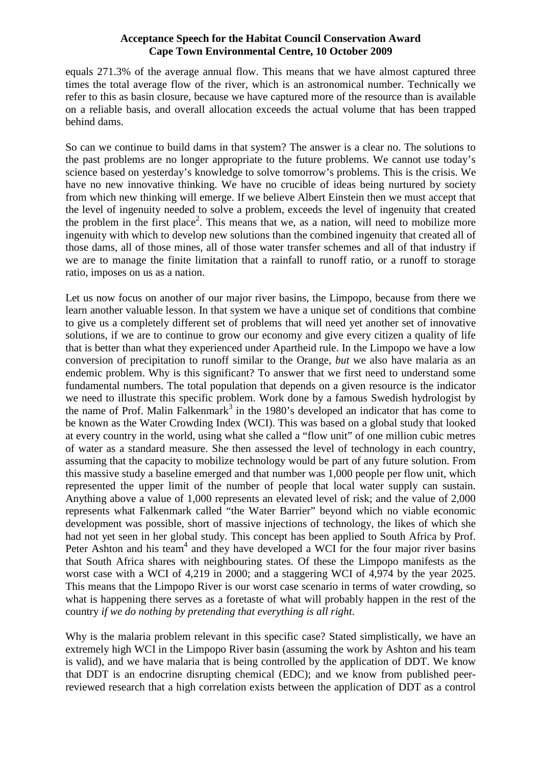equals 271.3% of the average annual flow. This means that we have almost captured three times the total average flow of the river, which is an astronomical number. Technically we refer to this as basin closure, because we have captured more of the resource than is available on a reliable basis, and overall allocation exceeds the actual volume that has been trapped behind dams.

So can we continue to build dams in that system? The answer is a clear no. The solutions to the past problems are no longer appropriate to the future problems. We cannot use today's science based on yesterday's knowledge to solve tomorrow's problems. This is the crisis. We have no new innovative thinking. We have no crucible of ideas being nurtured by society from which new thinking will emerge. If we believe Albert Einstein then we must accept that the level of ingenuity needed to solve a problem, exceeds the level of ingenuity that created the problem in the first place[2]. This means that we, as a nation, will need to mobilize more ingenuity with which to develop new solutions than the combined ingenuity that created all of those dams, all of those mines, all of those water transfer schemes and all of that industry if we are to manage the finite limitation that a rainfall to runoff ratio, or a runoff to storage ratio, imposes on us as a nation.

Let us now focus on another of our major river basins, the Limpopo, because from there we learn another valuable lesson. In that system we have a unique set of conditions that combine to give us a completely different set of problems that will need yet another set of innovative solutions, if we are to continue to grow our economy and give every citizen a quality of life that is better than what they experienced under Apartheid rule. In the Limpopo we have a low conversion of precipitation to runoff similar to the Orange, *but* we also have malaria as an endemic problem. Why is this significant? To answer that we first need to understand some fundamental numbers. The total population that depends on a given resource is the indicator we need to illustrate this specific problem. Work done by a famous Swedish hydrologist by the name of Prof. Malin Falkenmark[3] in the 1980's developed an indicator that has come to be known as the Water Crowding Index (WCI). This was based on a global study that looked at every country in the world, using what she called a "flow unit" of one million cubic metres of water as a standard measure. She then assessed the level of technology in each country, assuming that the capacity to mobilize technology would be part of any future solution. From this massive study a baseline emerged and that number was 1,000 people per flow unit, which represented the upper limit of the number of people that local water supply can sustain. Anything above a value of 1,000 represents an elevated level of risk; and the value of 2,000 represents what Falkenmark called "the Water Barrier" beyond which no viable economic development was possible, short of massive injections of technology, the likes of which she had not yet seen in her global study. This concept has been applied to South Africa by Prof. Peter Ashton and his team[4] and they have developed a WCI for the four major river basins that South Africa shares with neighbouring states. Of these the Limpopo manifests as the worst case with a WCI of 4,219 in 2000; and a staggering WCI of 4,974 by the year 2025. This means that the Limpopo River is our worst case scenario in terms of water crowding, so what is happening there serves as a foretaste of what will probably happen in the rest of the country *if we do nothing by pretending that everything is all right*.

Why is the malaria problem relevant in this specific case? Stated simplistically, we have an extremely high WCI in the Limpopo River basin (assuming the work by Ashton and his team is valid), and we have malaria that is being controlled by the application of DDT. We know that DDT is an endocrine disrupting chemical (EDC); and we know from published peer-reviewed research that a high correlation exists between the application of DDT as a control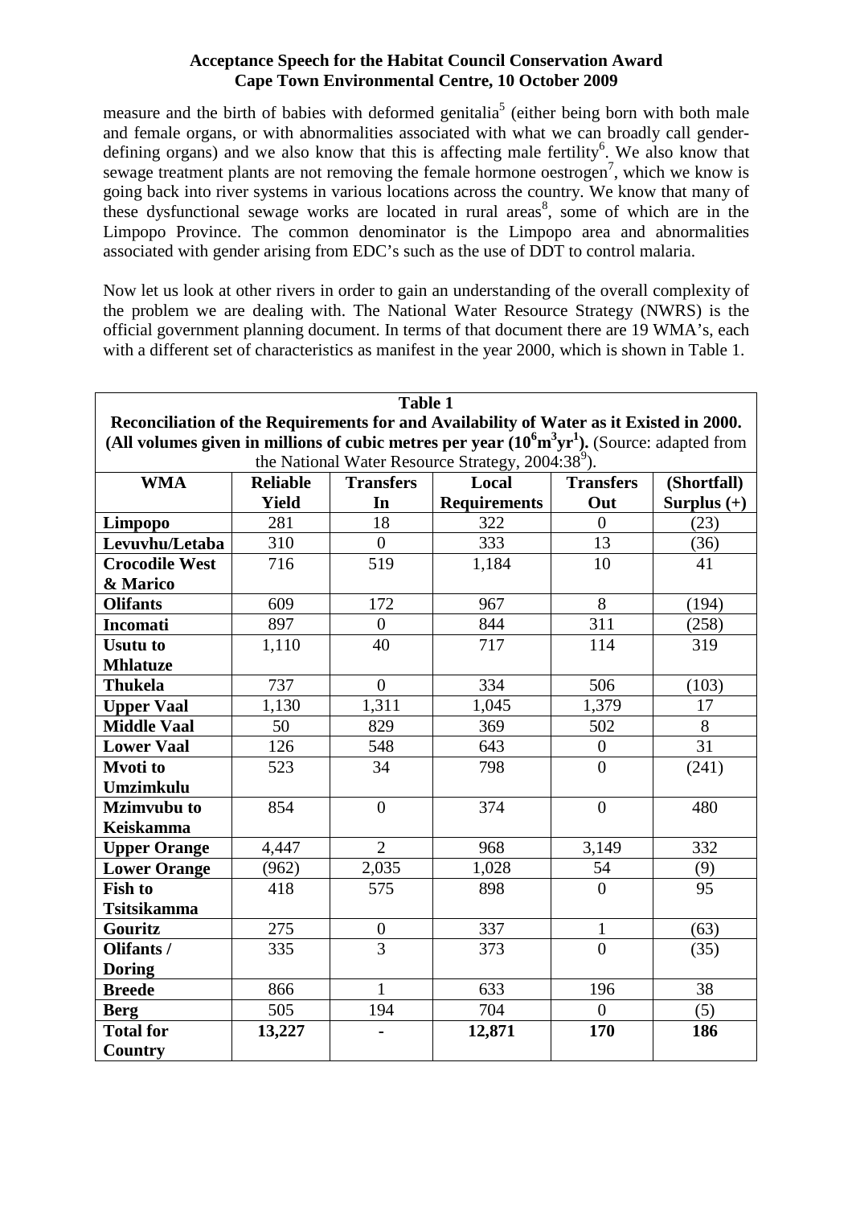measure and the birth of babies with deformed genitalia[5] (either being born with both male and female organs, or with abnormalities associated with what we can broadly call gender-defining organs) and we also know that this is affecting male fertility[6]. We also know that sewage treatment plants are not removing the female hormone oestrogen[7], which we know is going back into river systems in various locations across the country. We know that many of these dysfunctional sewage works are located in rural areas[8], some of which are in the Limpopo Province. The common denominator is the Limpopo area and abnormalities associated with gender arising from EDC's such as the use of DDT to control malaria.

Now let us look at other rivers in order to gain an understanding of the overall complexity of the problem we are dealing with. The National Water Resource Strategy (NWRS) is the official government planning document. In terms of that document there are 19 WMA's, each with a different set of characteristics as manifest in the year 2000, which is shown in Table 1.

**Table 1**
**Reconciliation of the Requirements for and Availability of Water as it Existed in 2000. (All volumes given in millions of cubic metres per year ($10^6 m^3 yr^1$).** (Source: adapted from the National Water Resource Strategy, 2004:38[9]).

| WMA | Reliable Yield | Transfers In | Local Requirements | Transfers Out | (Shortfall) Surplus (+) |
|---|---|---|---|---|---|
| **Limpopo** | 281 | 18 | 322 | 0 | (23) |
| **Levuvhu/Letaba** | 310 | 0 | 333 | 13 | (36) |
| **Crocodile West & Marico** | 716 | 519 | 1,184 | 10 | 41 |
| **Olifants** | 609 | 172 | 967 | 8 | (194) |
| **Incomati** | 897 | 0 | 844 | 311 | (258) |
| **Usutu to Mhlatuze** | 1,110 | 40 | 717 | 114 | 319 |
| **Thukela** | 737 | 0 | 334 | 506 | (103) |
| **Upper Vaal** | 1,130 | 1,311 | 1,045 | 1,379 | 17 |
| **Middle Vaal** | 50 | 829 | 369 | 502 | 8 |
| **Lower Vaal** | 126 | 548 | 643 | 0 | 31 |
| **Mvoti to Umzimkulu** | 523 | 34 | 798 | 0 | (241) |
| **Mzimvubu to Keiskamma** | 854 | 0 | 374 | 0 | 480 |
| **Upper Orange** | 4,447 | 2 | 968 | 3,149 | 332 |
| **Lower Orange** | (962) | 2,035 | 1,028 | 54 | (9) |
| **Fish to Tsitsikamma** | 418 | 575 | 898 | 0 | 95 |
| **Gouritz** | 275 | 0 | 337 | 1 | (63) |
| **Olifants / Doring** | 335 | 3 | 373 | 0 | (35) |
| **Breede** | 866 | 1 | 633 | 196 | 38 |
| **Berg** | 505 | 194 | 704 | 0 | (5) |
| **Total for Country** | **13,227** | **-** | **12,871** | **170** | **186** |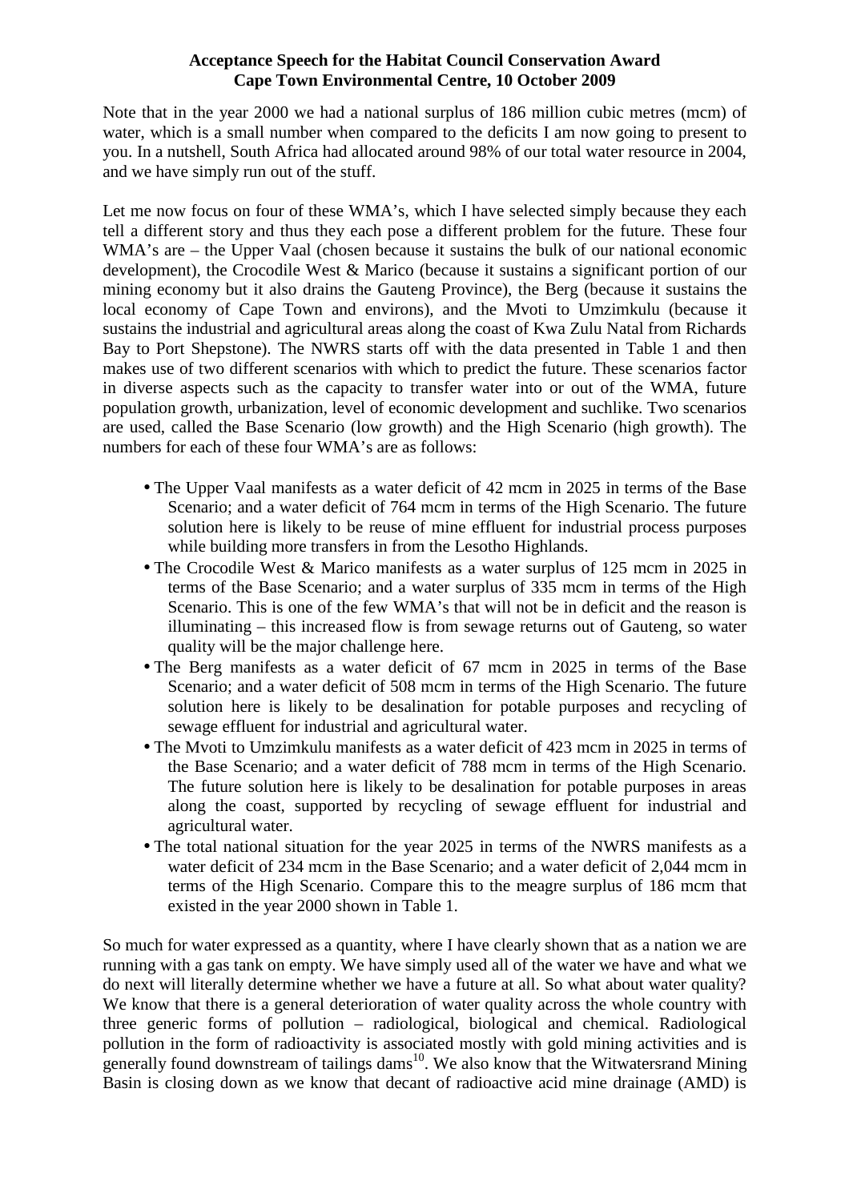**Acceptance Speech for the Habitat Council Conservation Award**
**Cape Town Environmental Centre, 10 October 2009**

Note that in the year 2000 we had a national surplus of 186 million cubic metres (mcm) of water, which is a small number when compared to the deficits I am now going to present to you. In a nutshell, South Africa had allocated around 98% of our total water resource in 2004, and we have simply run out of the stuff.

Let me now focus on four of these WMA's, which I have selected simply because they each tell a different story and thus they each pose a different problem for the future. These four WMA's are – the Upper Vaal (chosen because it sustains the bulk of our national economic development), the Crocodile West & Marico (because it sustains a significant portion of our mining economy but it also drains the Gauteng Province), the Berg (because it sustains the local economy of Cape Town and environs), and the Mvoti to Umzimkulu (because it sustains the industrial and agricultural areas along the coast of Kwa Zulu Natal from Richards Bay to Port Shepstone). The NWRS starts off with the data presented in Table 1 and then makes use of two different scenarios with which to predict the future. These scenarios factor in diverse aspects such as the capacity to transfer water into or out of the WMA, future population growth, urbanization, level of economic development and suchlike. Two scenarios are used, called the Base Scenario (low growth) and the High Scenario (high growth). The numbers for each of these four WMA's are as follows:

- The Upper Vaal manifests as a water deficit of 42 mcm in 2025 in terms of the Base Scenario; and a water deficit of 764 mcm in terms of the High Scenario. The future solution here is likely to be reuse of mine effluent for industrial process purposes while building more transfers in from the Lesotho Highlands.
- The Crocodile West & Marico manifests as a water surplus of 125 mcm in 2025 in terms of the Base Scenario; and a water surplus of 335 mcm in terms of the High Scenario. This is one of the few WMA's that will not be in deficit and the reason is illuminating – this increased flow is from sewage returns out of Gauteng, so water quality will be the major challenge here.
- The Berg manifests as a water deficit of 67 mcm in 2025 in terms of the Base Scenario; and a water deficit of 508 mcm in terms of the High Scenario. The future solution here is likely to be desalination for potable purposes and recycling of sewage effluent for industrial and agricultural water.
- The Mvoti to Umzimkulu manifests as a water deficit of 423 mcm in 2025 in terms of the Base Scenario; and a water deficit of 788 mcm in terms of the High Scenario. The future solution here is likely to be desalination for potable purposes in areas along the coast, supported by recycling of sewage effluent for industrial and agricultural water.
- The total national situation for the year 2025 in terms of the NWRS manifests as a water deficit of 234 mcm in the Base Scenario; and a water deficit of 2,044 mcm in terms of the High Scenario. Compare this to the meagre surplus of 186 mcm that existed in the year 2000 shown in Table 1.

So much for water expressed as a quantity, where I have clearly shown that as a nation we are running with a gas tank on empty. We have simply used all of the water we have and what we do next will literally determine whether we have a future at all. So what about water quality? We know that there is a general deterioration of water quality across the whole country with three generic forms of pollution – radiological, biological and chemical. Radiological pollution in the form of radioactivity is associated mostly with gold mining activities and is generally found downstream of tailings dams[10]. We also know that the Witwatersrand Mining Basin is closing down as we know that decant of radioactive acid mine drainage (AMD) is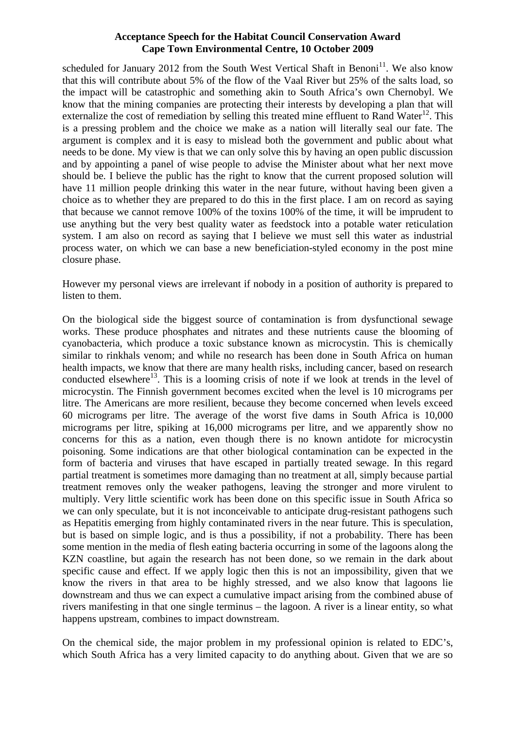scheduled for January 2012 from the South West Vertical Shaft in Benoni[11]. We also know that this will contribute about 5% of the flow of the Vaal River but 25% of the salts load, so the impact will be catastrophic and something akin to South Africa's own Chernobyl. We know that the mining companies are protecting their interests by developing a plan that will externalize the cost of remediation by selling this treated mine effluent to Rand Water[12]. This is a pressing problem and the choice we make as a nation will literally seal our fate. The argument is complex and it is easy to mislead both the government and public about what needs to be done. My view is that we can only solve this by having an open public discussion and by appointing a panel of wise people to advise the Minister about what her next move should be. I believe the public has the right to know that the current proposed solution will have 11 million people drinking this water in the near future, without having been given a choice as to whether they are prepared to do this in the first place. I am on record as saying that because we cannot remove 100% of the toxins 100% of the time, it will be imprudent to use anything but the very best quality water as feedstock into a potable water reticulation system. I am also on record as saying that I believe we must sell this water as industrial process water, on which we can base a new beneficiation-styled economy in the post mine closure phase.

However my personal views are irrelevant if nobody in a position of authority is prepared to listen to them.

On the biological side the biggest source of contamination is from dysfunctional sewage works. These produce phosphates and nitrates and these nutrients cause the blooming of cyanobacteria, which produce a toxic substance known as microcystin. This is chemically similar to rinkhals venom; and while no research has been done in South Africa on human health impacts, we know that there are many health risks, including cancer, based on research conducted elsewhere[13]. This is a looming crisis of note if we look at trends in the level of microcystin. The Finnish government becomes excited when the level is 10 micrograms per litre. The Americans are more resilient, because they become concerned when levels exceed 60 micrograms per litre. The average of the worst five dams in South Africa is 10,000 micrograms per litre, spiking at 16,000 micrograms per litre, and we apparently show no concerns for this as a nation, even though there is no known antidote for microcystin poisoning. Some indications are that other biological contamination can be expected in the form of bacteria and viruses that have escaped in partially treated sewage. In this regard partial treatment is sometimes more damaging than no treatment at all, simply because partial treatment removes only the weaker pathogens, leaving the stronger and more virulent to multiply. Very little scientific work has been done on this specific issue in South Africa so we can only speculate, but it is not inconceivable to anticipate drug-resistant pathogens such as Hepatitis emerging from highly contaminated rivers in the near future. This is speculation, but is based on simple logic, and is thus a possibility, if not a probability. There has been some mention in the media of flesh eating bacteria occurring in some of the lagoons along the KZN coastline, but again the research has not been done, so we remain in the dark about specific cause and effect. If we apply logic then this is not an impossibility, given that we know the rivers in that area to be highly stressed, and we also know that lagoons lie downstream and thus we can expect a cumulative impact arising from the combined abuse of rivers manifesting in that one single terminus – the lagoon. A river is a linear entity, so what happens upstream, combines to impact downstream.

On the chemical side, the major problem in my professional opinion is related to EDC's, which South Africa has a very limited capacity to do anything about. Given that we are so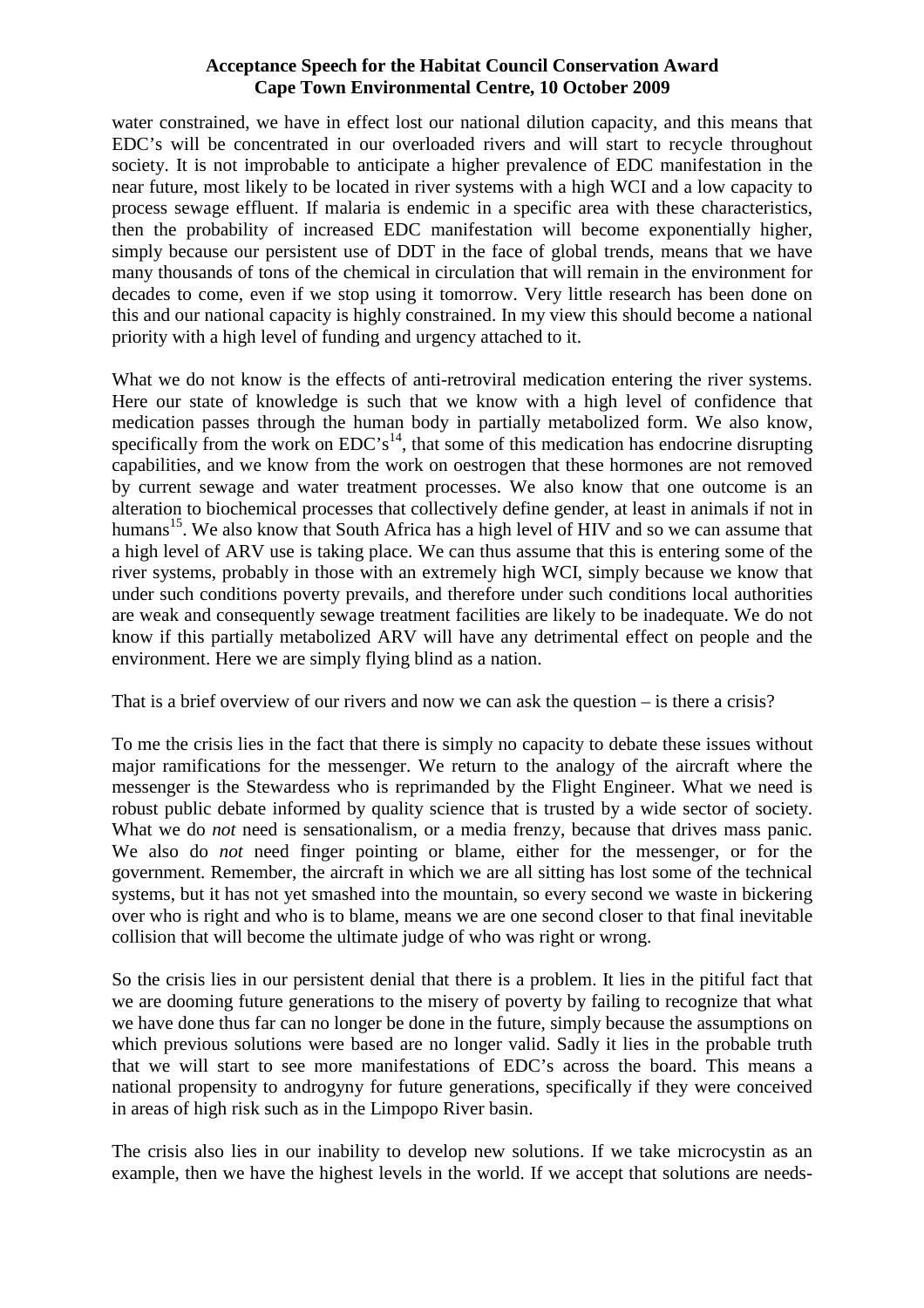water constrained, we have in effect lost our national dilution capacity, and this means that EDC's will be concentrated in our overloaded rivers and will start to recycle throughout society. It is not improbable to anticipate a higher prevalence of EDC manifestation in the near future, most likely to be located in river systems with a high WCI and a low capacity to process sewage effluent. If malaria is endemic in a specific area with these characteristics, then the probability of increased EDC manifestation will become exponentially higher, simply because our persistent use of DDT in the face of global trends, means that we have many thousands of tons of the chemical in circulation that will remain in the environment for decades to come, even if we stop using it tomorrow. Very little research has been done on this and our national capacity is highly constrained. In my view this should become a national priority with a high level of funding and urgency attached to it.

What we do not know is the effects of anti-retroviral medication entering the river systems. Here our state of knowledge is such that we know with a high level of confidence that medication passes through the human body in partially metabolized form. We also know, specifically from the work on EDC's[14], that some of this medication has endocrine disrupting capabilities, and we know from the work on oestrogen that these hormones are not removed by current sewage and water treatment processes. We also know that one outcome is an alteration to biochemical processes that collectively define gender, at least in animals if not in humans[15]. We also know that South Africa has a high level of HIV and so we can assume that a high level of ARV use is taking place. We can thus assume that this is entering some of the river systems, probably in those with an extremely high WCI, simply because we know that under such conditions poverty prevails, and therefore under such conditions local authorities are weak and consequently sewage treatment facilities are likely to be inadequate. We do not know if this partially metabolized ARV will have any detrimental effect on people and the environment. Here we are simply flying blind as a nation.

That is a brief overview of our rivers and now we can ask the question – is there a crisis?

To me the crisis lies in the fact that there is simply no capacity to debate these issues without major ramifications for the messenger. We return to the analogy of the aircraft where the messenger is the Stewardess who is reprimanded by the Flight Engineer. What we need is robust public debate informed by quality science that is trusted by a wide sector of society. What we do *not* need is sensationalism, or a media frenzy, because that drives mass panic. We also do *not* need finger pointing or blame, either for the messenger, or for the government. Remember, the aircraft in which we are all sitting has lost some of the technical systems, but it has not yet smashed into the mountain, so every second we waste in bickering over who is right and who is to blame, means we are one second closer to that final inevitable collision that will become the ultimate judge of who was right or wrong.

So the crisis lies in our persistent denial that there is a problem. It lies in the pitiful fact that we are dooming future generations to the misery of poverty by failing to recognize that what we have done thus far can no longer be done in the future, simply because the assumptions on which previous solutions were based are no longer valid. Sadly it lies in the probable truth that we will start to see more manifestations of EDC's across the board. This means a national propensity to androgyny for future generations, specifically if they were conceived in areas of high risk such as in the Limpopo River basin.

The crisis also lies in our inability to develop new solutions. If we take microcystin as an example, then we have the highest levels in the world. If we accept that solutions are needs-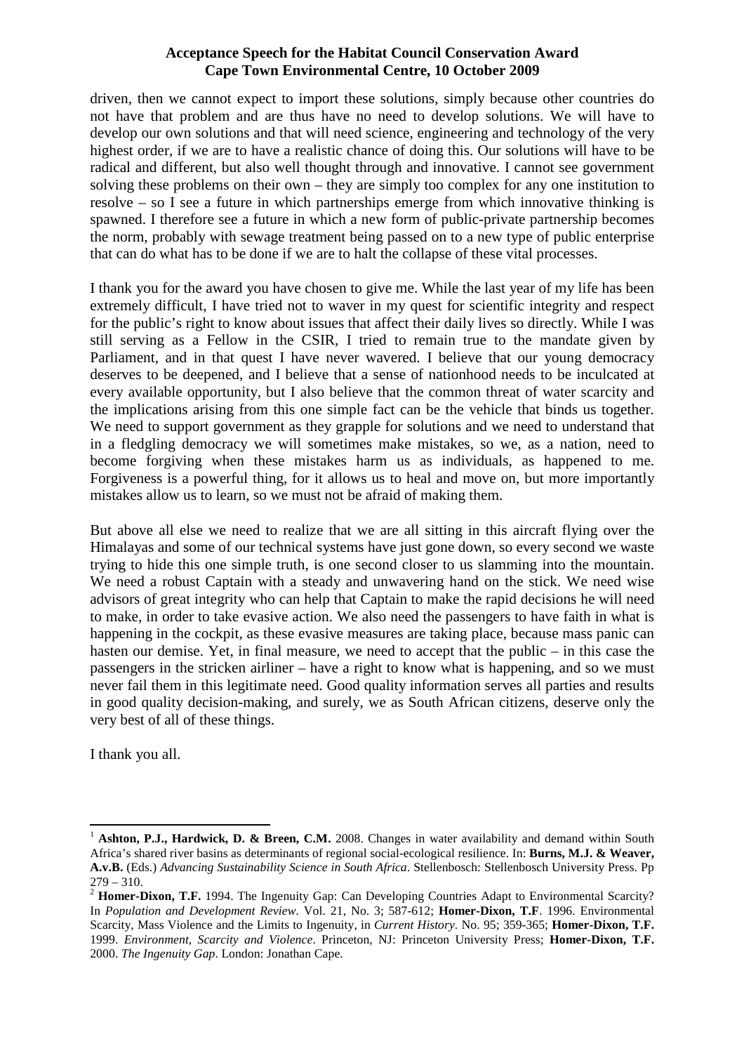driven, then we cannot expect to import these solutions, simply because other countries do not have that problem and are thus have no need to develop solutions. We will have to develop our own solutions and that will need science, engineering and technology of the very highest order, if we are to have a realistic chance of doing this. Our solutions will have to be radical and different, but also well thought through and innovative. I cannot see government solving these problems on their own – they are simply too complex for any one institution to resolve – so I see a future in which partnerships emerge from which innovative thinking is spawned. I therefore see a future in which a new form of public-private partnership becomes the norm, probably with sewage treatment being passed on to a new type of public enterprise that can do what has to be done if we are to halt the collapse of these vital processes.

I thank you for the award you have chosen to give me. While the last year of my life has been extremely difficult, I have tried not to waver in my quest for scientific integrity and respect for the public's right to know about issues that affect their daily lives so directly. While I was still serving as a Fellow in the CSIR, I tried to remain true to the mandate given by Parliament, and in that quest I have never wavered. I believe that our young democracy deserves to be deepened, and I believe that a sense of nationhood needs to be inculcated at every available opportunity, but I also believe that the common threat of water scarcity and the implications arising from this one simple fact can be the vehicle that binds us together. We need to support government as they grapple for solutions and we need to understand that in a fledgling democracy we will sometimes make mistakes, so we, as a nation, need to become forgiving when these mistakes harm us as individuals, as happened to me. Forgiveness is a powerful thing, for it allows us to heal and move on, but more importantly mistakes allow us to learn, so we must not be afraid of making them.

But above all else we need to realize that we are all sitting in this aircraft flying over the Himalayas and some of our technical systems have just gone down, so every second we waste trying to hide this one simple truth, is one second closer to us slamming into the mountain. We need a robust Captain with a steady and unwavering hand on the stick. We need wise advisors of great integrity who can help that Captain to make the rapid decisions he will need to make, in order to take evasive action. We also need the passengers to have faith in what is happening in the cockpit, as these evasive measures are taking place, because mass panic can hasten our demise. Yet, in final measure, we need to accept that the public – in this case the passengers in the stricken airliner – have a right to know what is happening, and so we must never fail them in this legitimate need. Good quality information serves all parties and results in good quality decision-making, and surely, we as South African citizens, deserve only the very best of all of these things.

I thank you all.

---

[1] **Ashton, P.J., Hardwick, D. & Breen, C.M.** 2008. Changes in water availability and demand within South Africa's shared river basins as determinants of regional social-ecological resilience. In: **Burns, M.J. & Weaver, A.v.B.** (Eds.) *Advancing Sustainability Science in South Africa*. Stellenbosch: Stellenbosch University Press. Pp 279 – 310.

[2] **Homer-Dixon, T.F.** 1994. The Ingenuity Gap: Can Developing Countries Adapt to Environmental Scarcity? In *Population and Development Review*. Vol. 21, No. 3; 587-612; **Homer-Dixon, T.F**. 1996. Environmental Scarcity, Mass Violence and the Limits to Ingenuity, in *Current History*. No. 95; 359-365; **Homer-Dixon, T.F.** 1999. *Environment, Scarcity and Violence*. Princeton, NJ: Princeton University Press; **Homer-Dixon, T.F.** 2000. *The Ingenuity Gap*. London: Jonathan Cape.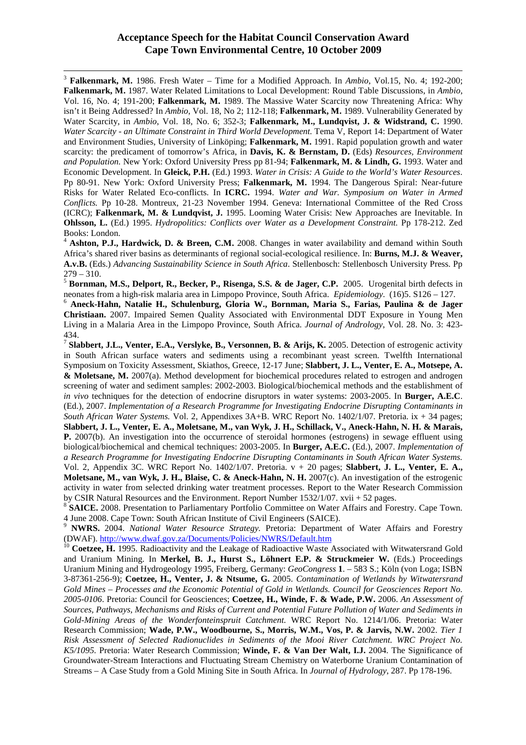[3] **Falkenmark, M.** 1986. Fresh Water – Time for a Modified Approach. In *Ambio*, Vol.15, No. 4; 192-200; **Falkenmark, M.** 1987. Water Related Limitations to Local Development: Round Table Discussions, in *Ambio*, Vol. 16, No. 4; 191-200; **Falkenmark, M.** 1989. The Massive Water Scarcity now Threatening Africa: Why isn't it Being Addressed? In *Ambio*, Vol. 18, No 2; 112-118; **Falkenmark, M.** 1989. Vulnerability Generated by Water Scarcity, in *Ambio*, Vol. 18, No. 6; 352-3; **Falkenmark, M., Lundqvist, J. & Widstrand, C.** 1990. *Water Scarcity - an Ultimate Constraint in Third World Development.* Tema V, Report 14: Department of Water and Environment Studies, University of Linköping; **Falkenmark, M.** 1991. Rapid population growth and water scarcity: the predicament of tomorrow's Africa, in **Davis, K. & Bernstam, D.** (Eds) *Resources, Environment and Population.* New York: Oxford University Press pp 81-94; **Falkenmark, M. & Lindh, G.** 1993. Water and Economic Development. In **Gleick, P.H.** (Ed.) 1993. *Water in Crisis: A Guide to the World's Water Resources*. Pp 80-91. New York: Oxford University Press; **Falkenmark, M.** 1994. The Dangerous Spiral: Near-future Risks for Water Related Eco-conflicts. In **ICRC.** 1994. *Water and War. Symposium on Water in Armed Conflicts.* Pp 10-28. Montreux, 21-23 November 1994. Geneva: International Committee of the Red Cross (ICRC); **Falkenmark, M. & Lundqvist, J.** 1995. Looming Water Crisis: New Approaches are Inevitable. In **Ohlsson, L.** (Ed.) 1995. *Hydropolitics: Conflicts over Water as a Development Constraint.* Pp 178-212. Zed Books: London.

[4] **Ashton, P.J., Hardwick, D. & Breen, C.M.** 2008. Changes in water availability and demand within South Africa's shared river basins as determinants of regional social-ecological resilience. In: **Burns, M.J. & Weaver, A.v.B.** (Eds.) *Advancing Sustainability Science in South Africa*. Stellenbosch: Stellenbosch University Press. Pp 279 – 310.

[5] **Bornman, M.S., Delport, R., Becker, P., Risenga, S.S. & de Jager, C.P.** 2005. Urogenital birth defects in neonates from a high-risk malaria area in Limpopo Province, South Africa. *Epidemiology*. (16)5. S126 – 127.

[6] **Aneck-Hahn, Natalie H., Schulenburg, Gloria W., Bornman, Maria S., Farias, Paulina & de Jager Christiaan.** 2007. Impaired Semen Quality Associated with Environmental DDT Exposure in Young Men Living in a Malaria Area in the Limpopo Province, South Africa. *Journal of Andrology*, Vol. 28. No. 3: 423-434.

[7] **Slabbert, J.L., Venter, E.A., Verslyke, B., Versonnen, B. & Arijs, K.** 2005. Detection of estrogenic activity in South African surface waters and sediments using a recombinant yeast screen. Twelfth International Symposium on Toxicity Assessment, Skiathos, Greece, 12-17 June; **Slabbert, J. L., Venter, E. A., Motsepe, A. & Moletsane, M.** 2007(a). Method development for biochemical procedures related to estrogen and androgen screening of water and sediment samples: 2002-2003. Biological/biochemical methods and the establishment of *in vivo* techniques for the detection of endocrine disruptors in water systems: 2003-2005. In **Burger, A.E.C**. (Ed.), 2007. *Implementation of a Research Programme for Investigating Endocrine Disrupting Contaminants in South African Water Systems.* Vol. 2, Appendixes 3A+B. WRC Report No. 1402/1/07. Pretoria. ix + 34 pages; **Slabbert, J. L., Venter, E. A., Moletsane, M., van Wyk, J. H., Schillack, V., Aneck-Hahn, N. H. & Marais, P.** 2007(b). An investigation into the occurrence of steroidal hormones (estrogens) in sewage effluent using biological/biochemical and chemical techniques: 2003-2005. In **Burger, A.E.C.** (Ed.), 2007. *Implementation of a Research Programme for Investigating Endocrine Disrupting Contaminants in South African Water Systems.* Vol. 2, Appendix 3C. WRC Report No. 1402/1/07. Pretoria. v + 20 pages; **Slabbert, J. L., Venter, E. A., Moletsane, M., van Wyk, J. H., Blaise, C. & Aneck-Hahn, N. H.** 2007(c). An investigation of the estrogenic activity in water from selected drinking water treatment processes. Report to the Water Research Commission by CSIR Natural Resources and the Environment. Report Number 1532/1/07. xvii + 52 pages.

[8] **SAICE.** 2008. Presentation to Parliamentary Portfolio Committee on Water Affairs and Forestry. Cape Town. 4 June 2008. Cape Town: South African Institute of Civil Engineers (SAICE).

[9] **NWRS.** 2004. *National Water Resource Strategy.* Pretoria: Department of Water Affairs and Forestry (DWAF). http://www.dwaf.gov.za/Documents/Policies/NWRS/Default.htm

[10] **Coetzee, H.** 1995. Radioactivity and the Leakage of Radioactive Waste Associated with Witwatersrand Gold and Uranium Mining. In **Merkel, B. J., Hurst S., Löhnert E.P. & Struckmeier W.** (Eds.) Proceedings Uranium Mining and Hydrogeology 1995, Freiberg, Germany: *GeoCongress* **1**. – 583 S.; Köln (von Loga; ISBN 3-87361-256-9); **Coetzee, H., Venter, J. & Ntsume, G.** 2005. *Contamination of Wetlands by Witwatersrand Gold Mines – Processes and the Economic Potential of Gold in Wetlands. Council for Geosciences Report No. 2005-0106*. Pretoria: Council for Geosciences; **Coetzee, H., Winde, F. & Wade, P.W.** 2006. *An Assessment of Sources, Pathways, Mechanisms and Risks of Current and Potential Future Pollution of Water and Sediments in Gold-Mining Areas of the Wonderfonteinspruit Catchment.* WRC Report No. 1214/1/06. Pretoria: Water Research Commission; **Wade, P.W., Woodbourne, S., Morris, W.M., Vos, P. & Jarvis, N.W.** 2002. *Tier 1 Risk Assessment of Selected Radionuclides in Sediments of the Mooi River Catchment. WRC Project No. K5/1095.* Pretoria: Water Research Commission; **Winde, F. & Van Der Walt, I.J.** 2004. The Significance of Groundwater-Stream Interactions and Fluctuating Stream Chemistry on Waterborne Uranium Contamination of Streams – A Case Study from a Gold Mining Site in South Africa. In *Journal of Hydrology*, 287. Pp 178-196.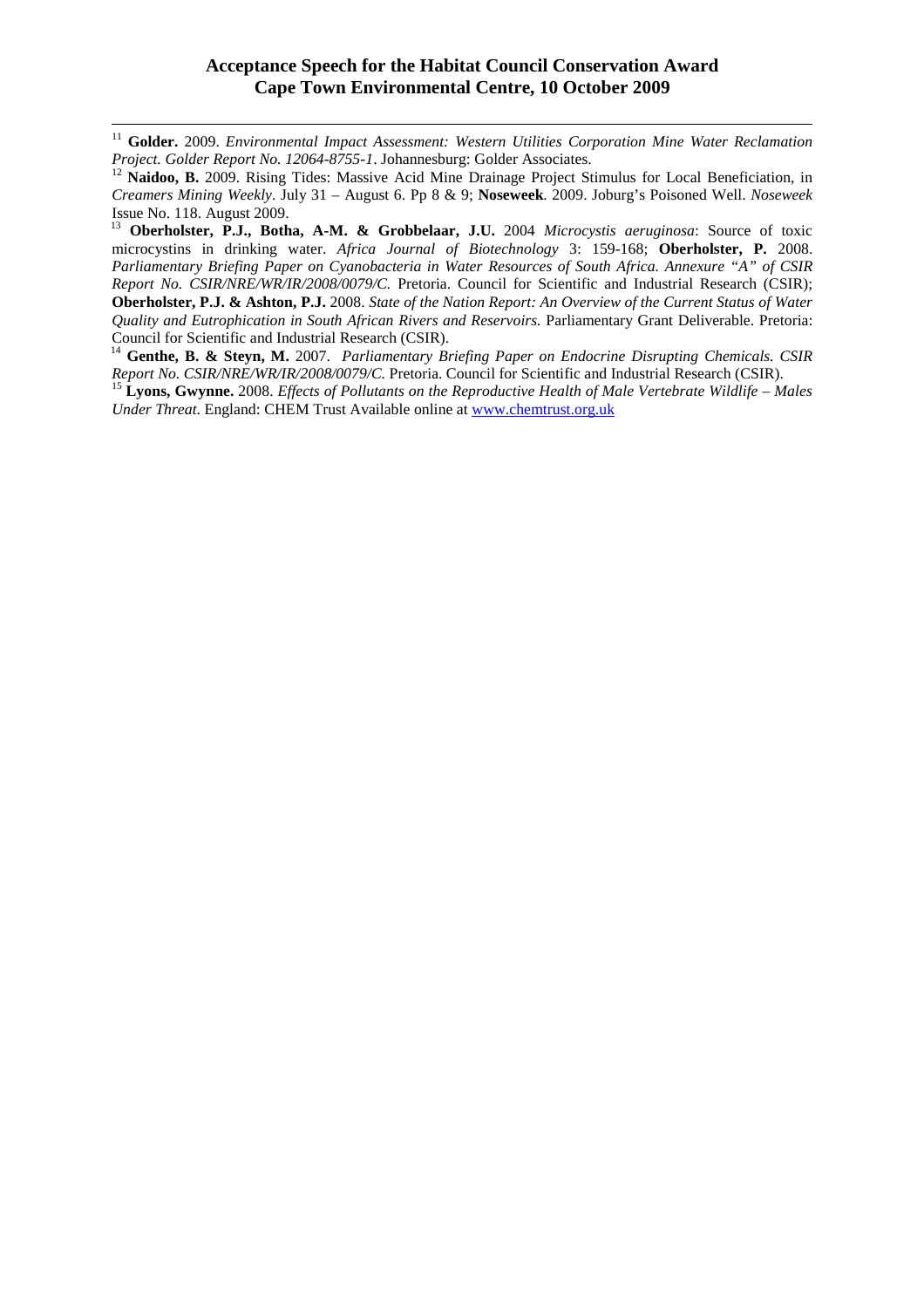[11] **Golder.** 2009. *Environmental Impact Assessment: Western Utilities Corporation Mine Water Reclamation Project. Golder Report No. 12064-8755-1*. Johannesburg: Golder Associates.

[12] **Naidoo, B.** 2009. Rising Tides: Massive Acid Mine Drainage Project Stimulus for Local Beneficiation, in *Creamers Mining Weekly*. July 31 – August 6. Pp 8 & 9; **Noseweek**. 2009. Joburg's Poisoned Well. *Noseweek* Issue No. 118. August 2009.

[13] **Oberholster, P.J., Botha, A-M. & Grobbelaar, J.U.** 2004 *Microcystis aeruginosa*: Source of toxic microcystins in drinking water. *Africa Journal of Biotechnology* 3: 159-168; **Oberholster, P.** 2008. *Parliamentary Briefing Paper on Cyanobacteria in Water Resources of South Africa. Annexure "A" of CSIR Report No. CSIR/NRE/WR/IR/2008/0079/C.* Pretoria. Council for Scientific and Industrial Research (CSIR); **Oberholster, P.J. & Ashton, P.J.** 2008. *State of the Nation Report: An Overview of the Current Status of Water Quality and Eutrophication in South African Rivers and Reservoirs.* Parliamentary Grant Deliverable. Pretoria: Council for Scientific and Industrial Research (CSIR).

[14] **Genthe, B. & Steyn, M.** 2007. *Parliamentary Briefing Paper on Endocrine Disrupting Chemicals. CSIR Report No. CSIR/NRE/WR/IR/2008/0079/C.* Pretoria. Council for Scientific and Industrial Research (CSIR).

[15] **Lyons, Gwynne.** 2008. *Effects of Pollutants on the Reproductive Health of Male Vertebrate Wildlife – Males Under Threat*. England: CHEM Trust Available online at www.chemtrust.org.uk